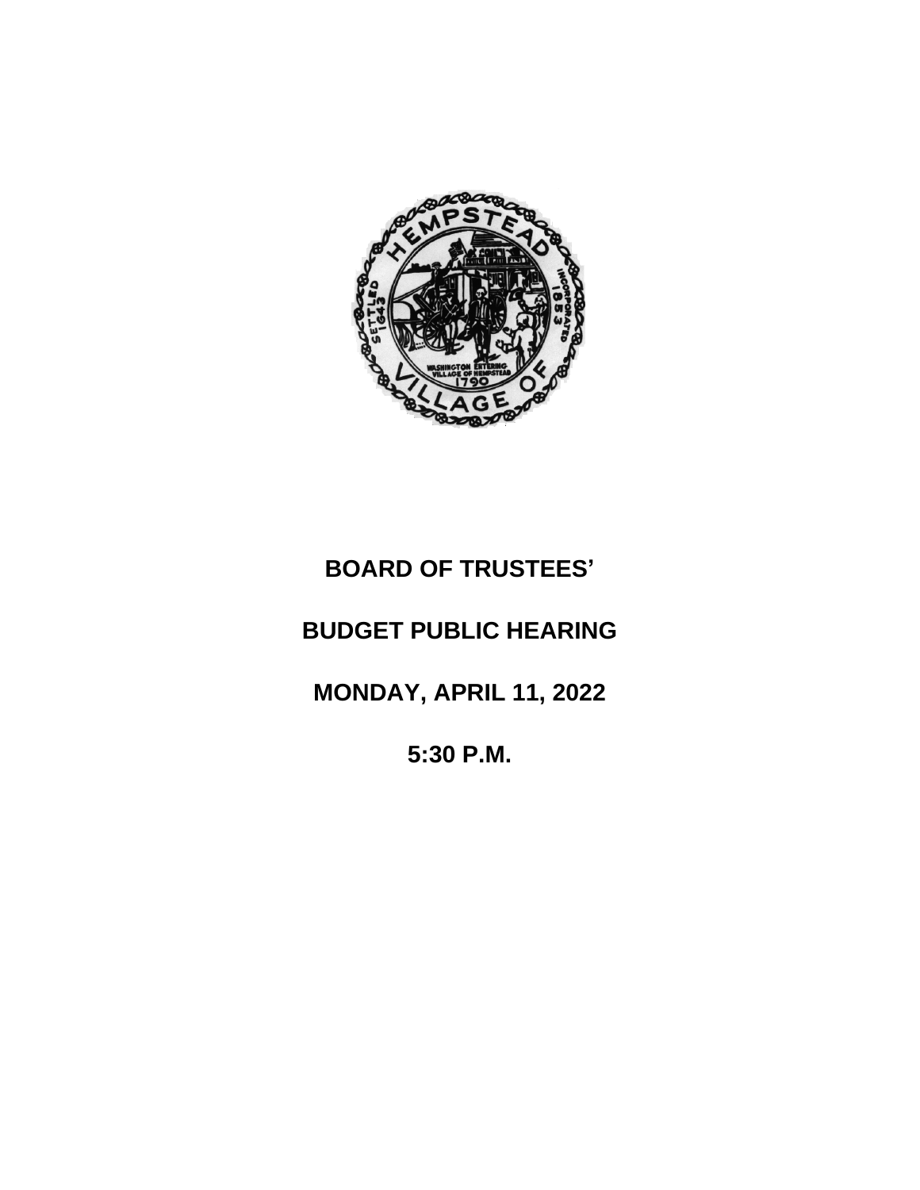# BOARD OF TRUSTEES'

# BUDGET PUBLIC HEARING

# MONDAY, APRIL 11, 2022

# 5:30 P.M.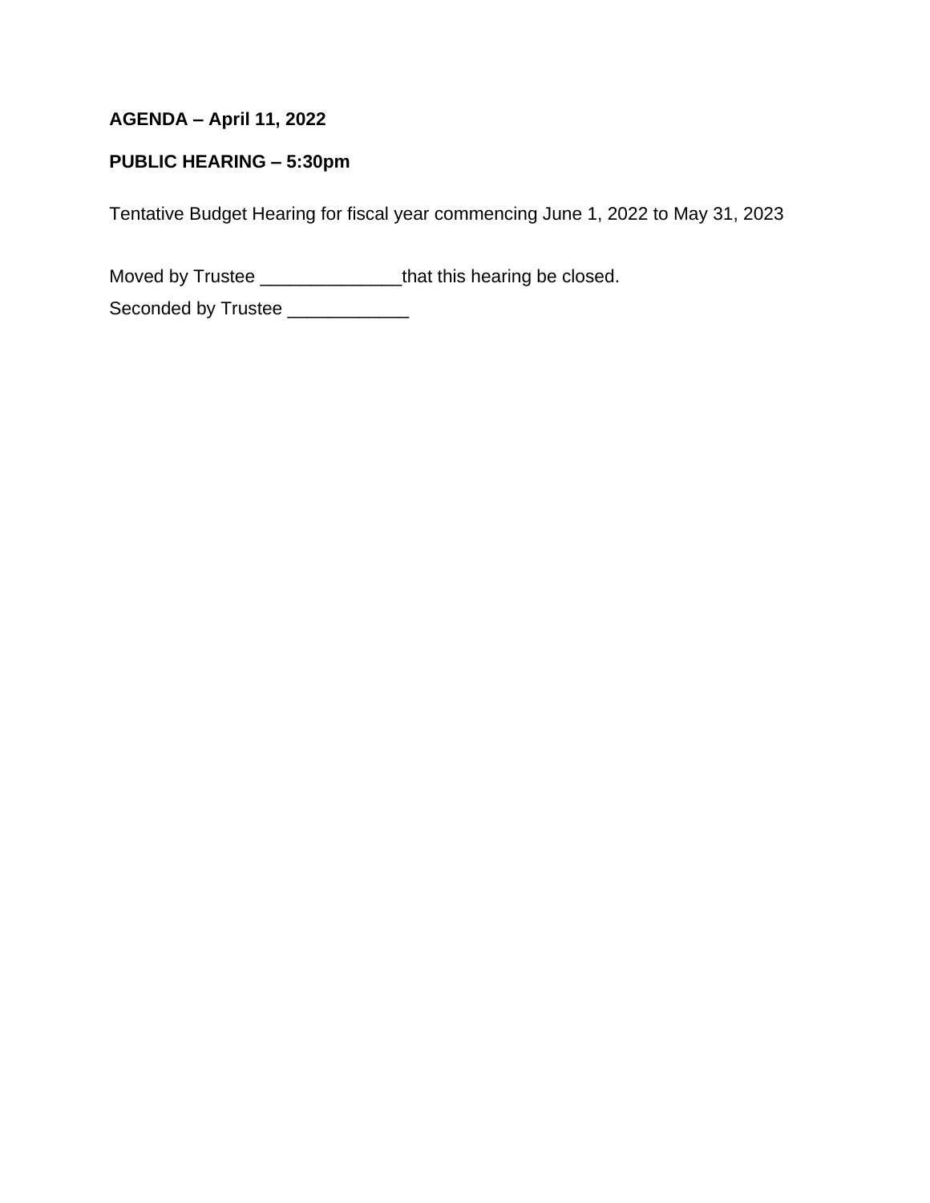**AGENDA – April 11, 2022**

**PUBLIC HEARING – 5:30pm**

Tentative Budget Hearing for fiscal year commencing June 1, 2022 to May 31, 2023

Moved by Trustee ______________that this hearing be closed.

Seconded by Trustee ____________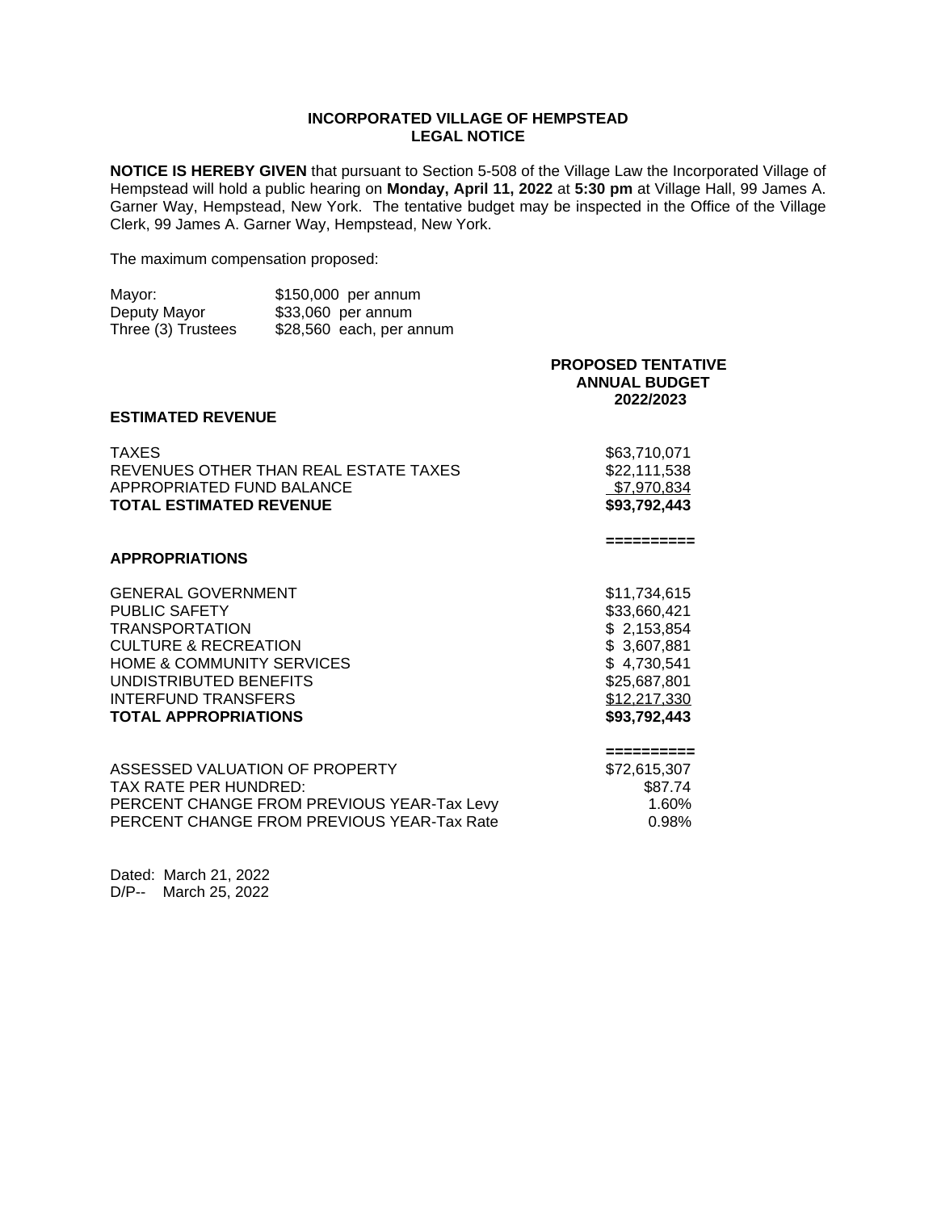**INCORPORATED VILLAGE OF HEMPSTEAD**
**LEGAL NOTICE**

**NOTICE IS HEREBY GIVEN** that pursuant to Section 5-508 of the Village Law the Incorporated Village of Hempstead will hold a public hearing on **Monday, April 11, 2022** at **5:30 pm** at Village Hall, 99 James A. Garner Way, Hempstead, New York. The tentative budget may be inspected in the Office of the Village Clerk, 99 James A. Garner Way, Hempstead, New York.

The maximum compensation proposed:

| | |
|---|---|
| Mayor: | $150,000 per annum |
| Deputy Mayor | $33,060 per annum |
| Three (3) Trustees | $28,560 each, per annum |

| | **PROPOSED TENTATIVE ANNUAL BUDGET 2022/2023** |
|---|---|
| **ESTIMATED REVENUE** | |
| TAXES | $63,710,071 |
| REVENUES OTHER THAN REAL ESTATE TAXES | $22,111,538 |
| APPROPRIATED FUND BALANCE | $7,970,834 |
| **TOTAL ESTIMATED REVENUE** | **$93,792,443** |
| | ========== |
| **APPROPRIATIONS** | |
| GENERAL GOVERNMENT | $11,734,615 |
| PUBLIC SAFETY | $33,660,421 |
| TRANSPORTATION | $ 2,153,854 |
| CULTURE & RECREATION | $ 3,607,881 |
| HOME & COMMUNITY SERVICES | $ 4,730,541 |
| UNDISTRIBUTED BENEFITS | $25,687,801 |
| INTERFUND TRANSFERS | $12,217,330 |
| **TOTAL APPROPRIATIONS** | **$93,792,443** |
| | ========== |
| ASSESSED VALUATION OF PROPERTY | $72,615,307 |
| TAX RATE PER HUNDRED: | $87.74 |
| PERCENT CHANGE FROM PREVIOUS YEAR-Tax Levy | 1.60% |
| PERCENT CHANGE FROM PREVIOUS YEAR-Tax Rate | 0.98% |

Dated: March 21, 2022
D/P-- March 25, 2022